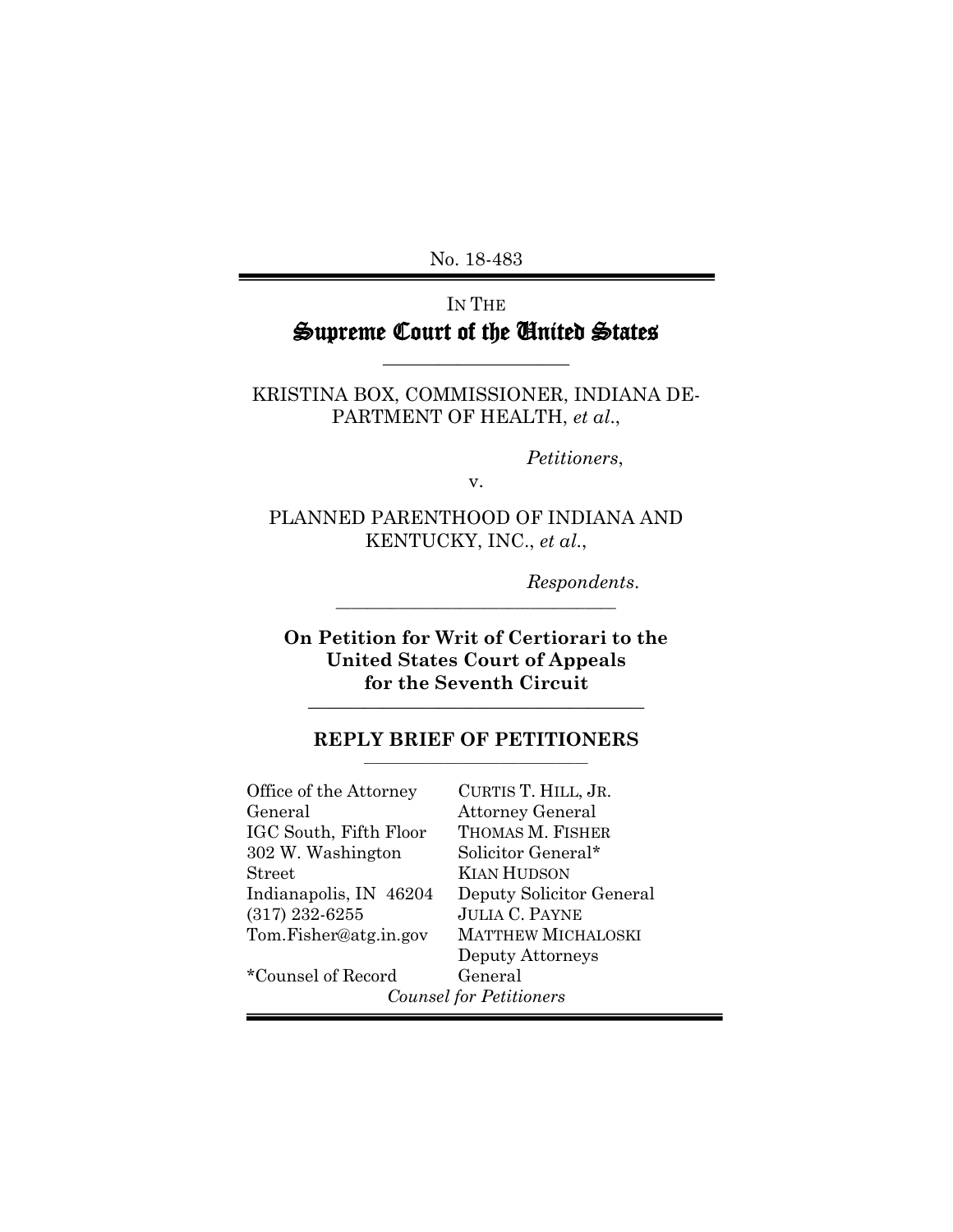No. 18-483

IN THE

# Supreme Court of the United States

---

KRISTINA BOX, COMMISSIONER, INDIANA DEPARTMENT OF HEALTH, *et al.*,

*Petitioners*,

v.

PLANNED PARENTHOOD OF INDIANA AND KENTUCKY, INC., *et al.*,

*Respondents*.

---

**On Petition for Writ of Certiorari to the United States Court of Appeals for the Seventh Circuit**

---

**REPLY BRIEF OF PETITIONERS**

---

Office of the Attorney General
IGC South, Fifth Floor
302 W. Washington Street
Indianapolis, IN 46204
(317) 232-6255
Tom.Fisher@atg.in.gov

*Counsel of Record

CURTIS T. HILL, JR.
Attorney General
THOMAS M. FISHER
Solicitor General*
KIAN HUDSON
Deputy Solicitor General
JULIA C. PAYNE
MATTHEW MICHALOSKI
Deputy Attorneys General

*Counsel for Petitioners*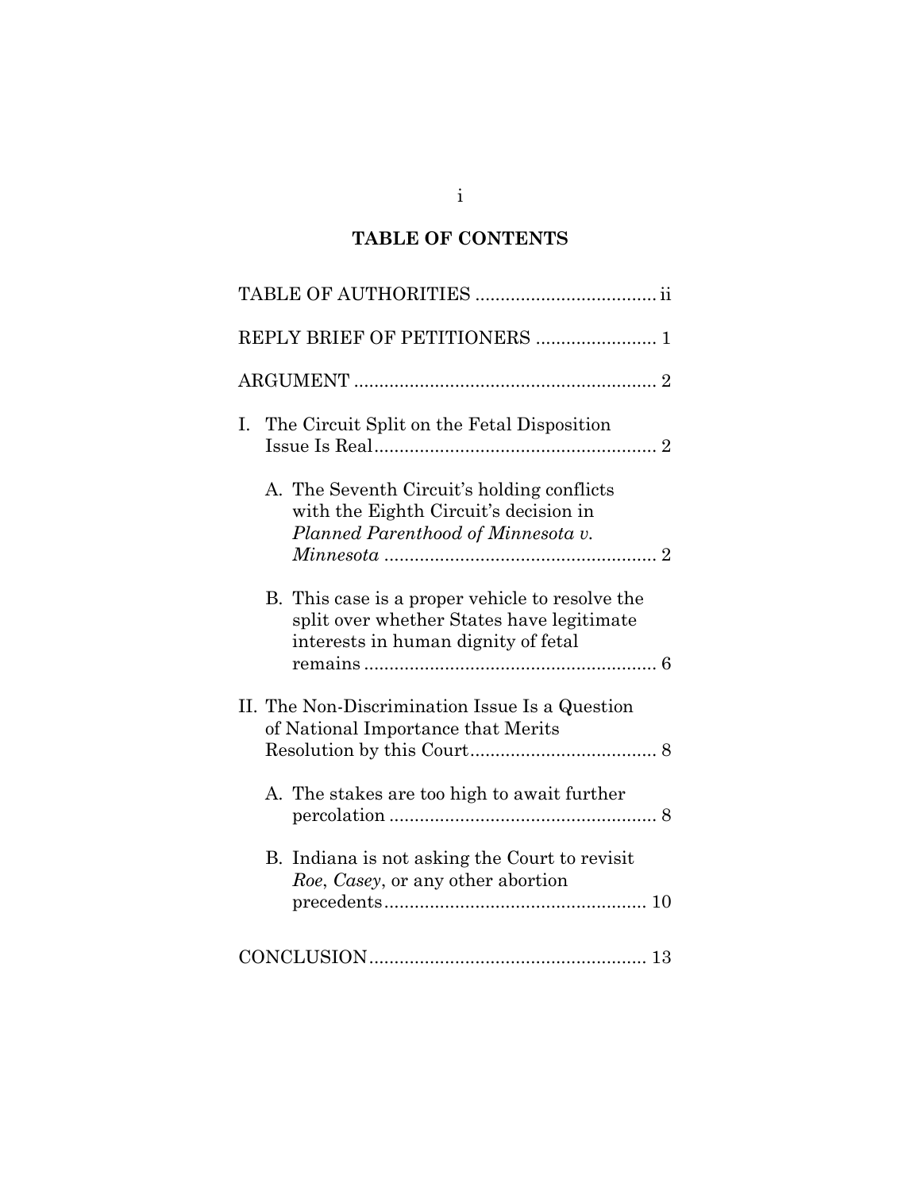# TABLE OF CONTENTS

TABLE OF AUTHORITIES .................................... ii

REPLY BRIEF OF PETITIONERS ........................ 1

ARGUMENT ............................................................ 2

I. The Circuit Split on the Fetal Disposition Issue Is Real........................................................ 2

   A. The Seventh Circuit's holding conflicts with the Eighth Circuit's decision in *Planned Parenthood of Minnesota v. Minnesota* ...................................................... 2

   B. This case is a proper vehicle to resolve the split over whether States have legitimate interests in human dignity of fetal remains .......................................................... 6

II. The Non-Discrimination Issue Is a Question of National Importance that Merits Resolution by this Court..................................... 8

   A. The stakes are too high to await further percolation ..................................................... 8

   B. Indiana is not asking the Court to revisit *Roe*, *Casey*, or any other abortion precedents.................................................... 10

CONCLUSION....................................................... 13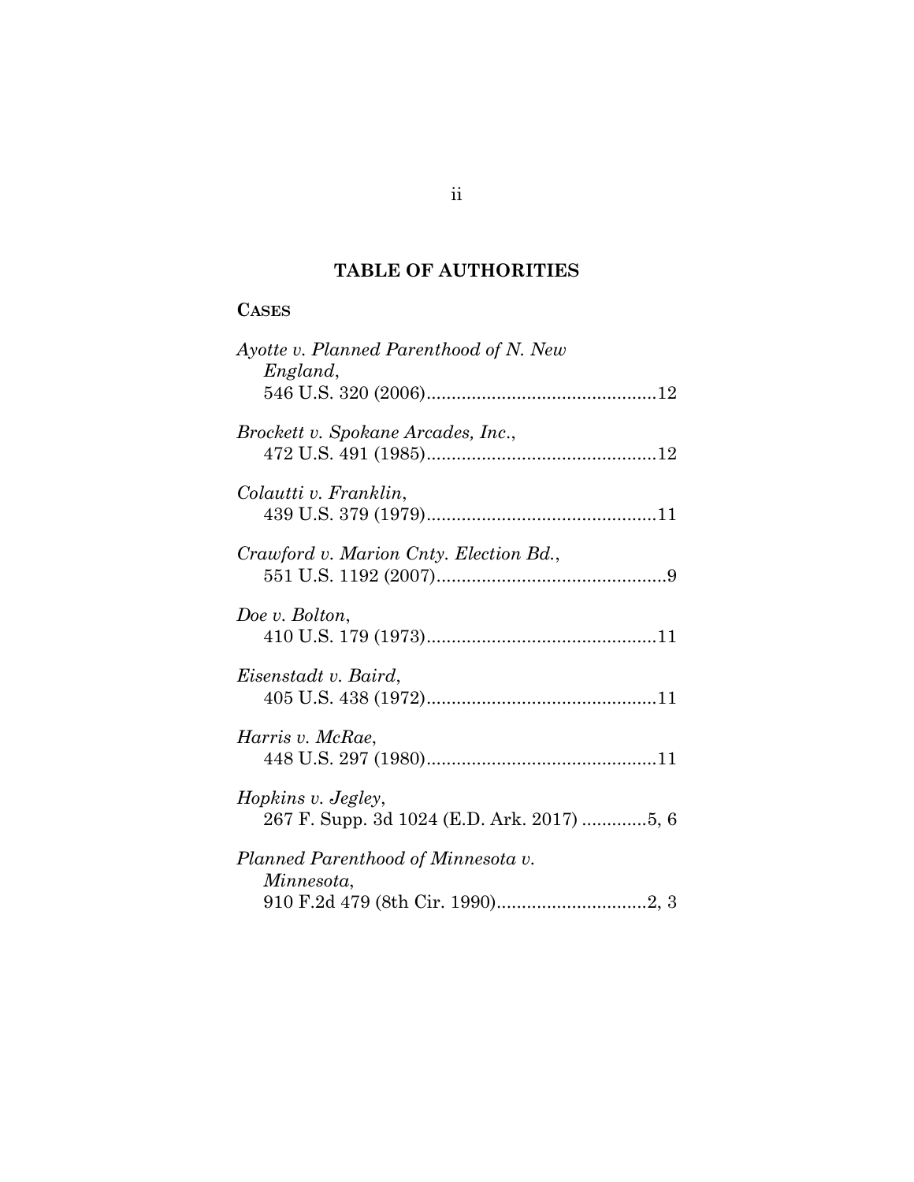# TABLE OF AUTHORITIES

## CASES

*Ayotte v. Planned Parenthood of N. New England*,
546 U.S. 320 (2006)..............................................12

*Brockett v. Spokane Arcades, Inc.*,
472 U.S. 491 (1985)..............................................12

*Colautti v. Franklin*,
439 U.S. 379 (1979)..............................................11

*Crawford v. Marion Cnty. Election Bd.*,
551 U.S. 1192 (2007)..............................................9

*Doe v. Bolton*,
410 U.S. 179 (1973)..............................................11

*Eisenstadt v. Baird*,
405 U.S. 438 (1972)..............................................11

*Harris v. McRae*,
448 U.S. 297 (1980)..............................................11

*Hopkins v. Jegley*,
267 F. Supp. 3d 1024 (E.D. Ark. 2017) .............5, 6

*Planned Parenthood of Minnesota v. Minnesota*,
910 F.2d 479 (8th Cir. 1990)..............................2, 3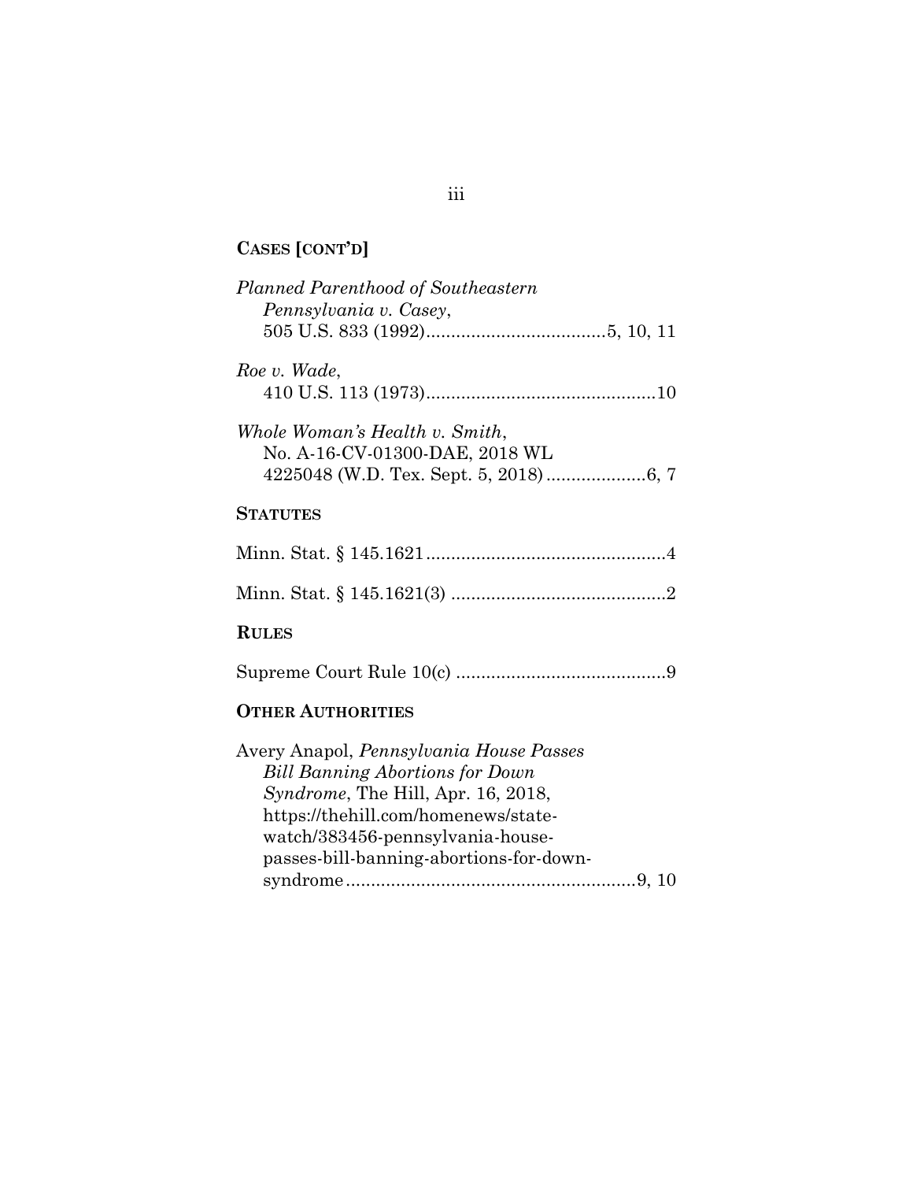**CASES [CONT'D]**

*Planned Parenthood of Southeastern Pennsylvania v. Casey*, 505 U.S. 833 (1992)....................................5, 10, 11

*Roe v. Wade*, 410 U.S. 113 (1973)..............................................10

*Whole Woman's Health v. Smith*, No. A-16-CV-01300-DAE, 2018 WL 4225048 (W.D. Tex. Sept. 5, 2018)....................6, 7

**STATUTES**

Minn. Stat. § 145.1621................................................4

Minn. Stat. § 145.1621(3) ..........................................2

**RULES**

Supreme Court Rule 10(c) ..........................................9

**OTHER AUTHORITIES**

Avery Anapol, *Pennsylvania House Passes Bill Banning Abortions for Down Syndrome*, The Hill, Apr. 16, 2018, https://thehill.com/homenews/state-watch/383456-pennsylvania-house-passes-bill-banning-abortions-for-down-syndrome.........................................................9, 10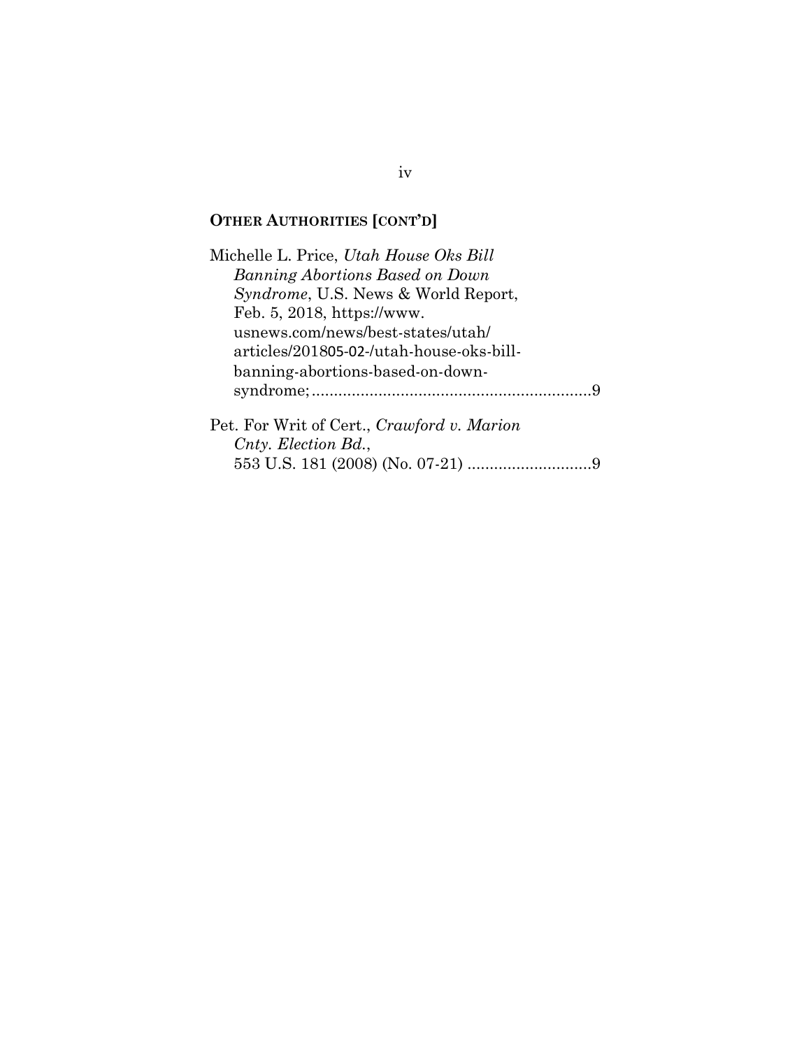## OTHER AUTHORITIES [CONT'D]

Michelle L. Price, *Utah House Oks Bill Banning Abortions Based on Down Syndrome*, U.S. News & World Report, Feb. 5, 2018, https://www.usnews.com/news/best-states/utah/articles/201805-02-/utah-house-oks-bill-banning-abortions-based-on-down-syndrome; ............................................................ 9

Pet. For Writ of Cert., *Crawford v. Marion Cnty. Election Bd.*, 553 U.S. 181 (2008) (No. 07-21) ............................ 9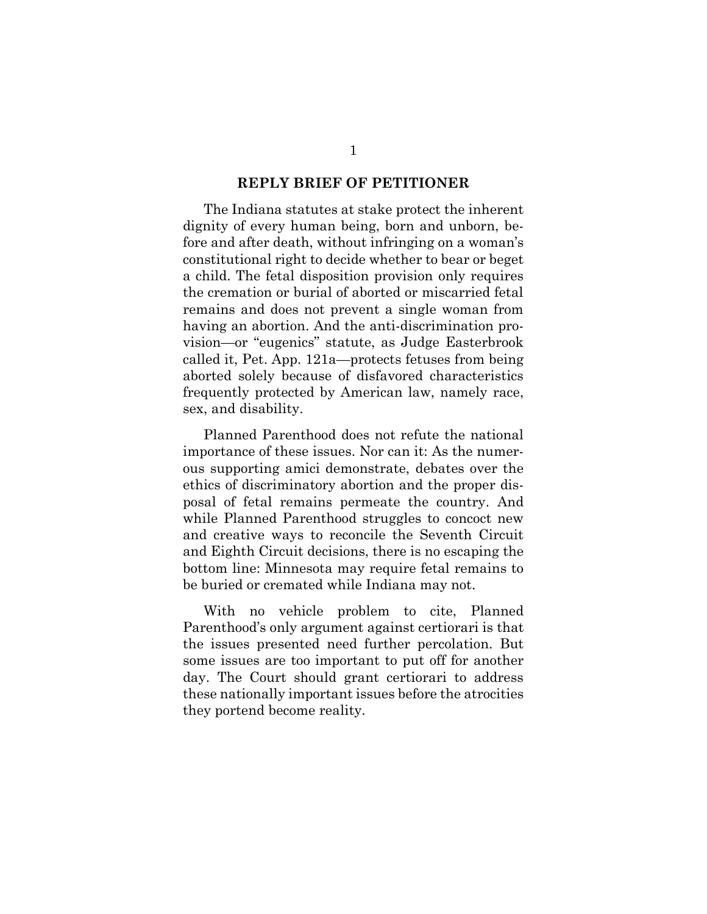## REPLY BRIEF OF PETITIONER

The Indiana statutes at stake protect the inherent dignity of every human being, born and unborn, before and after death, without infringing on a woman's constitutional right to decide whether to bear or beget a child. The fetal disposition provision only requires the cremation or burial of aborted or miscarried fetal remains and does not prevent a single woman from having an abortion. And the anti-discrimination provision—or "eugenics" statute, as Judge Easterbrook called it, Pet. App. 121a—protects fetuses from being aborted solely because of disfavored characteristics frequently protected by American law, namely race, sex, and disability.

Planned Parenthood does not refute the national importance of these issues. Nor can it: As the numerous supporting amici demonstrate, debates over the ethics of discriminatory abortion and the proper disposal of fetal remains permeate the country. And while Planned Parenthood struggles to concoct new and creative ways to reconcile the Seventh Circuit and Eighth Circuit decisions, there is no escaping the bottom line: Minnesota may require fetal remains to be buried or cremated while Indiana may not.

With no vehicle problem to cite, Planned Parenthood's only argument against certiorari is that the issues presented need further percolation. But some issues are too important to put off for another day. The Court should grant certiorari to address these nationally important issues before the atrocities they portend become reality.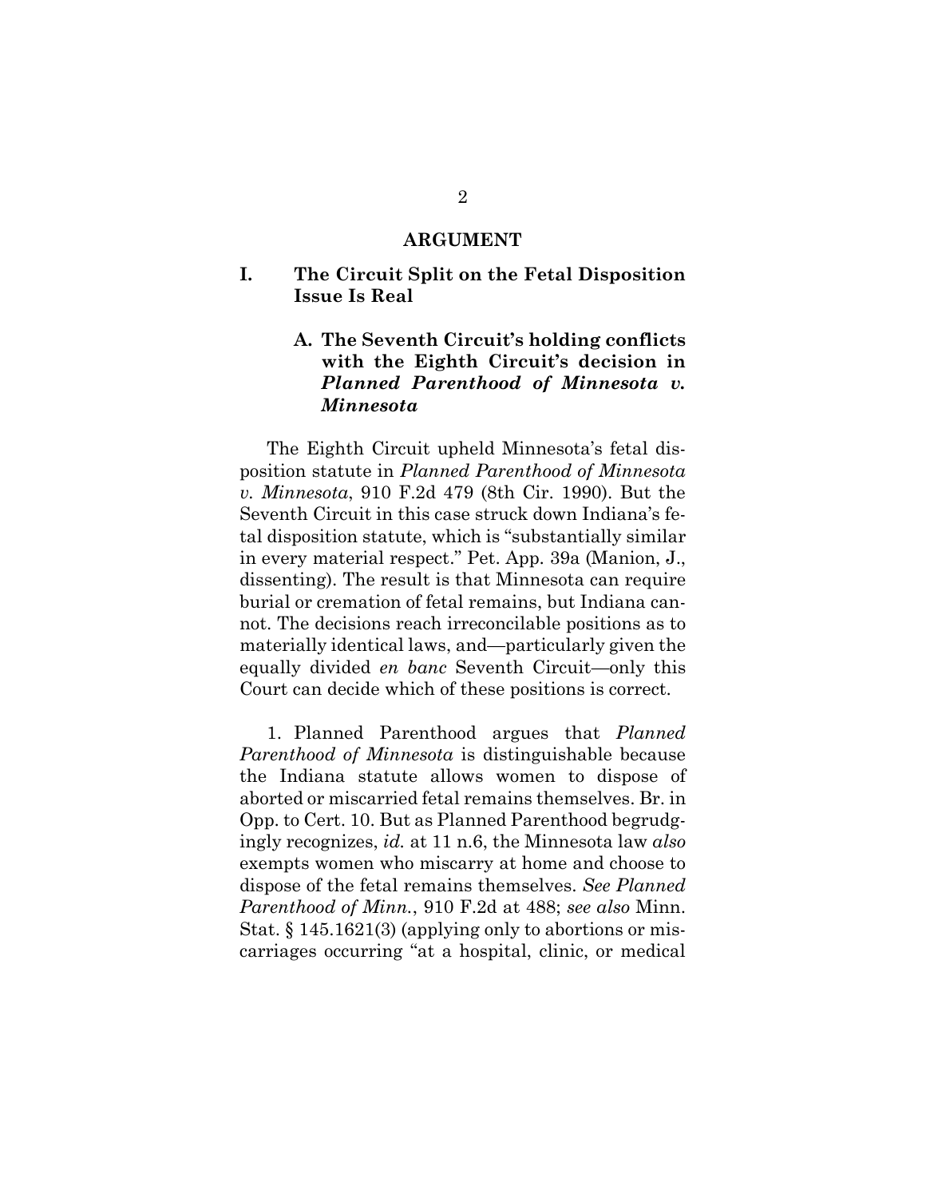## ARGUMENT

### I. The Circuit Split on the Fetal Disposition Issue Is Real

#### A. The Seventh Circuit's holding conflicts with the Eighth Circuit's decision in *Planned Parenthood of Minnesota v. Minnesota*

The Eighth Circuit upheld Minnesota's fetal disposition statute in *Planned Parenthood of Minnesota v. Minnesota*, 910 F.2d 479 (8th Cir. 1990). But the Seventh Circuit in this case struck down Indiana's fetal disposition statute, which is "substantially similar in every material respect." Pet. App. 39a (Manion, J., dissenting). The result is that Minnesota can require burial or cremation of fetal remains, but Indiana cannot. The decisions reach irreconcilable positions as to materially identical laws, and—particularly given the equally divided *en banc* Seventh Circuit—only this Court can decide which of these positions is correct.

1. Planned Parenthood argues that *Planned Parenthood of Minnesota* is distinguishable because the Indiana statute allows women to dispose of aborted or miscarried fetal remains themselves. Br. in Opp. to Cert. 10. But as Planned Parenthood begrudgingly recognizes, *id.* at 11 n.6, the Minnesota law *also* exempts women who miscarry at home and choose to dispose of the fetal remains themselves. *See Planned Parenthood of Minn.*, 910 F.2d at 488; *see also* Minn. Stat. § 145.1621(3) (applying only to abortions or miscarriages occurring "at a hospital, clinic, or medical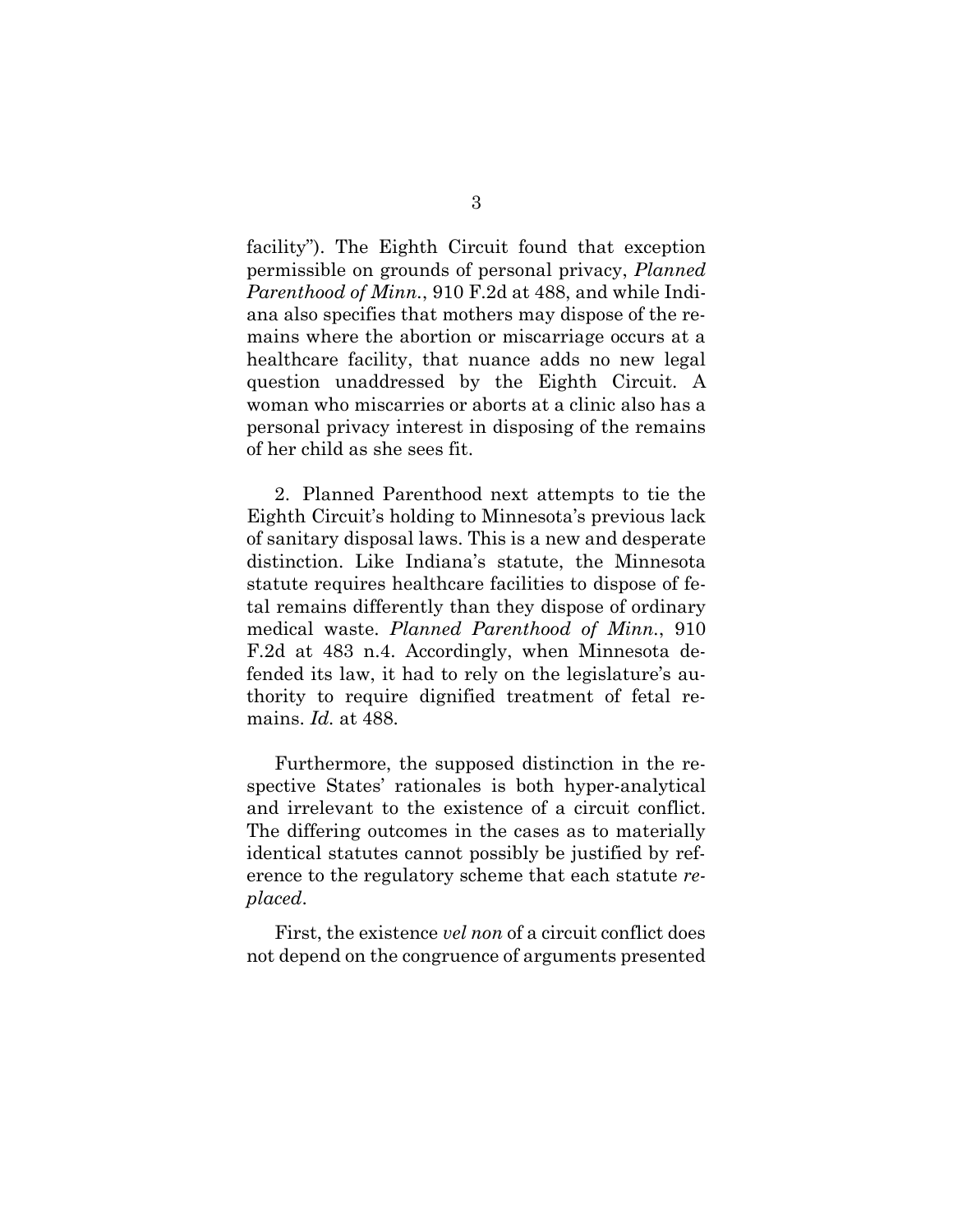facility"). The Eighth Circuit found that exception permissible on grounds of personal privacy, *Planned Parenthood of Minn.*, 910 F.2d at 488, and while Indiana also specifies that mothers may dispose of the remains where the abortion or miscarriage occurs at a healthcare facility, that nuance adds no new legal question unaddressed by the Eighth Circuit. A woman who miscarries or aborts at a clinic also has a personal privacy interest in disposing of the remains of her child as she sees fit.

2. Planned Parenthood next attempts to tie the Eighth Circuit's holding to Minnesota's previous lack of sanitary disposal laws. This is a new and desperate distinction. Like Indiana's statute, the Minnesota statute requires healthcare facilities to dispose of fetal remains differently than they dispose of ordinary medical waste. *Planned Parenthood of Minn.*, 910 F.2d at 483 n.4. Accordingly, when Minnesota defended its law, it had to rely on the legislature's authority to require dignified treatment of fetal remains. *Id.* at 488.

Furthermore, the supposed distinction in the respective States' rationales is both hyper-analytical and irrelevant to the existence of a circuit conflict. The differing outcomes in the cases as to materially identical statutes cannot possibly be justified by reference to the regulatory scheme that each statute *replaced*.

First, the existence *vel non* of a circuit conflict does not depend on the congruence of arguments presented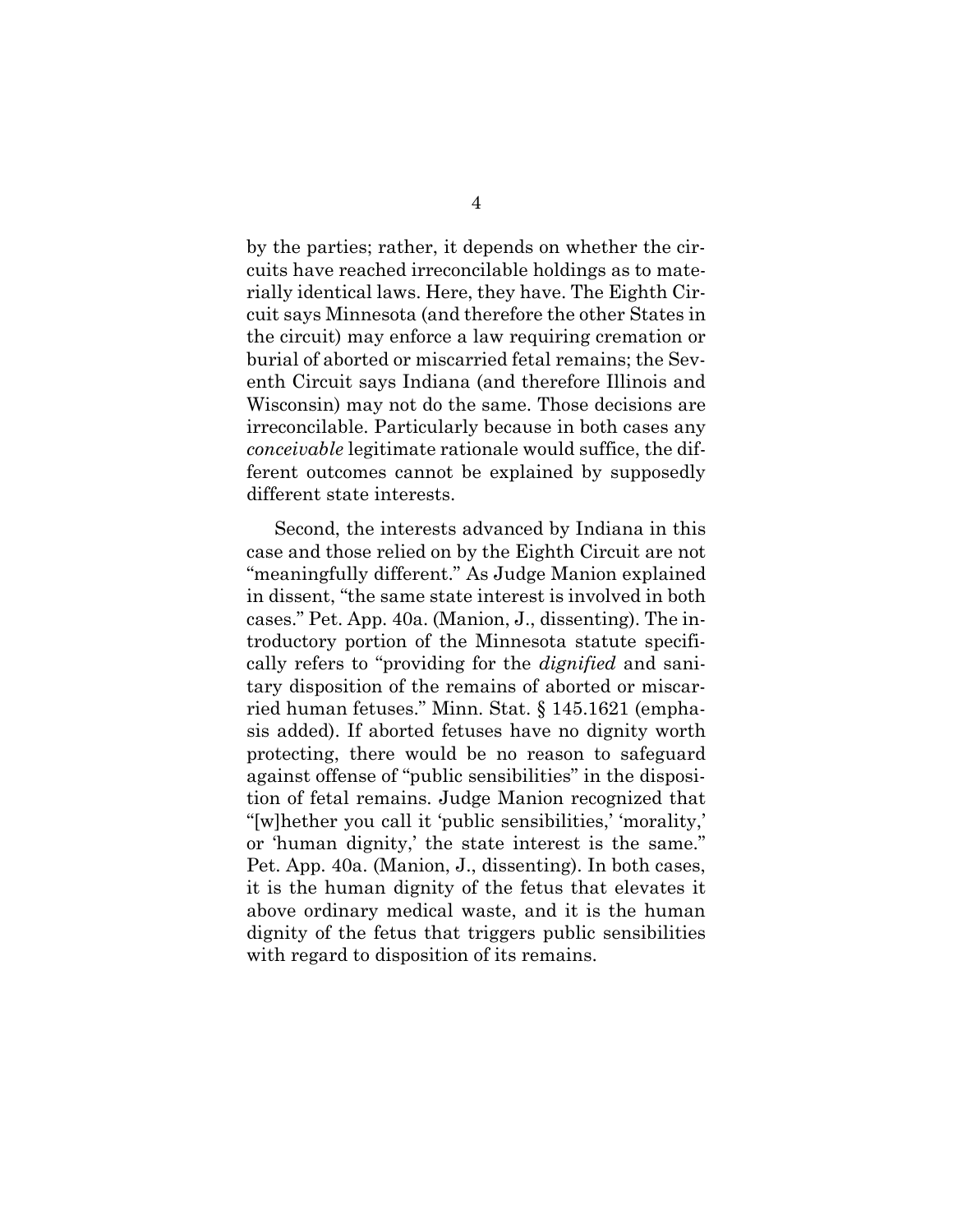by the parties; rather, it depends on whether the circuits have reached irreconcilable holdings as to materially identical laws. Here, they have. The Eighth Circuit says Minnesota (and therefore the other States in the circuit) may enforce a law requiring cremation or burial of aborted or miscarried fetal remains; the Seventh Circuit says Indiana (and therefore Illinois and Wisconsin) may not do the same. Those decisions are irreconcilable. Particularly because in both cases any *conceivable* legitimate rationale would suffice, the different outcomes cannot be explained by supposedly different state interests.

Second, the interests advanced by Indiana in this case and those relied on by the Eighth Circuit are not "meaningfully different." As Judge Manion explained in dissent, "the same state interest is involved in both cases." Pet. App. 40a. (Manion, J., dissenting). The introductory portion of the Minnesota statute specifically refers to "providing for the *dignified* and sanitary disposition of the remains of aborted or miscarried human fetuses." Minn. Stat. § 145.1621 (emphasis added). If aborted fetuses have no dignity worth protecting, there would be no reason to safeguard against offense of "public sensibilities" in the disposition of fetal remains. Judge Manion recognized that "[w]hether you call it 'public sensibilities,' 'morality,' or 'human dignity,' the state interest is the same." Pet. App. 40a. (Manion, J., dissenting). In both cases, it is the human dignity of the fetus that elevates it above ordinary medical waste, and it is the human dignity of the fetus that triggers public sensibilities with regard to disposition of its remains.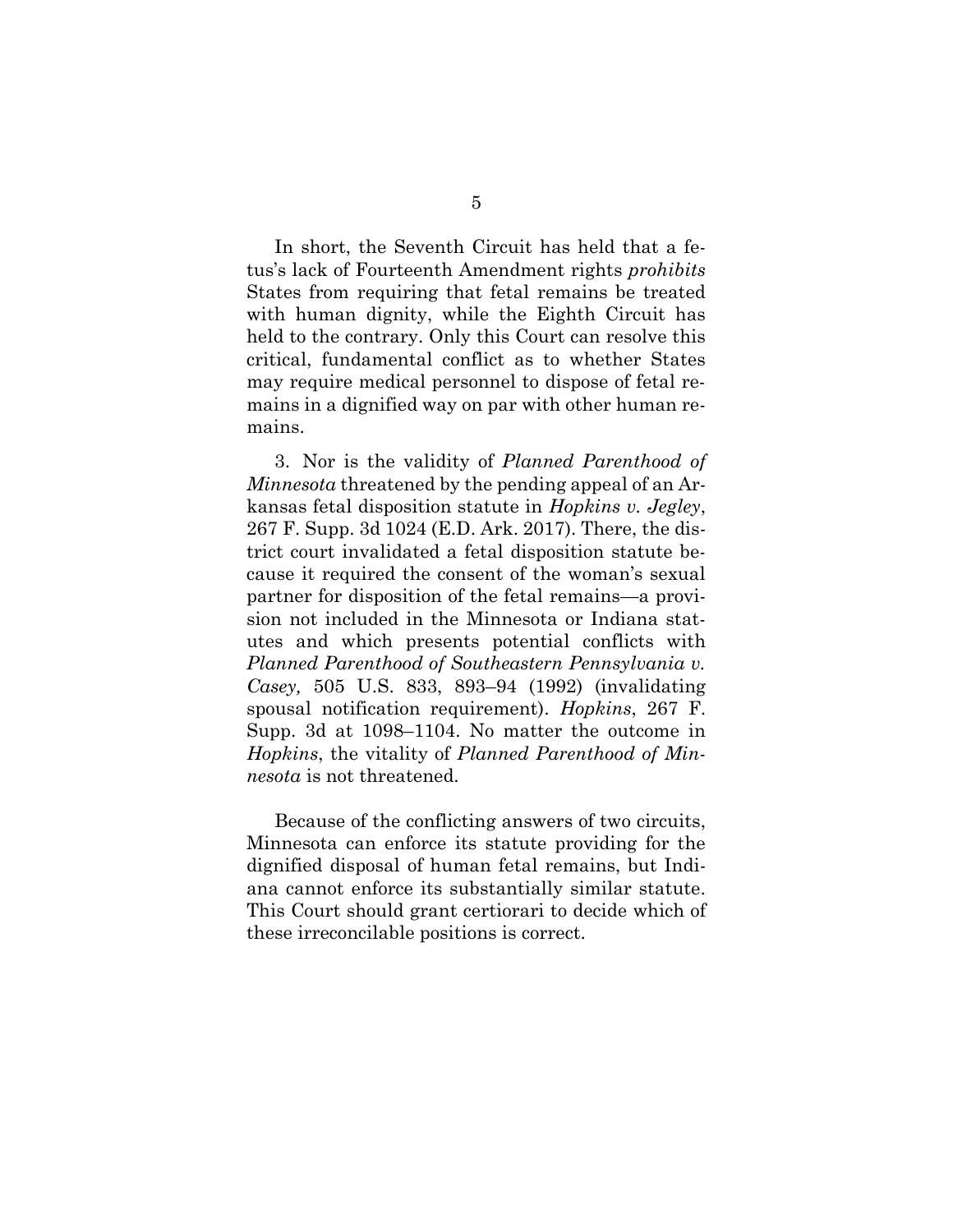In short, the Seventh Circuit has held that a fetus's lack of Fourteenth Amendment rights *prohibits* States from requiring that fetal remains be treated with human dignity, while the Eighth Circuit has held to the contrary. Only this Court can resolve this critical, fundamental conflict as to whether States may require medical personnel to dispose of fetal remains in a dignified way on par with other human remains.

3. Nor is the validity of *Planned Parenthood of Minnesota* threatened by the pending appeal of an Arkansas fetal disposition statute in *Hopkins v. Jegley*, 267 F. Supp. 3d 1024 (E.D. Ark. 2017). There, the district court invalidated a fetal disposition statute because it required the consent of the woman's sexual partner for disposition of the fetal remains—a provision not included in the Minnesota or Indiana statutes and which presents potential conflicts with *Planned Parenthood of Southeastern Pennsylvania v. Casey,* 505 U.S. 833, 893–94 (1992) (invalidating spousal notification requirement). *Hopkins*, 267 F. Supp. 3d at 1098–1104. No matter the outcome in *Hopkins*, the vitality of *Planned Parenthood of Minnesota* is not threatened.

Because of the conflicting answers of two circuits, Minnesota can enforce its statute providing for the dignified disposal of human fetal remains, but Indiana cannot enforce its substantially similar statute. This Court should grant certiorari to decide which of these irreconcilable positions is correct.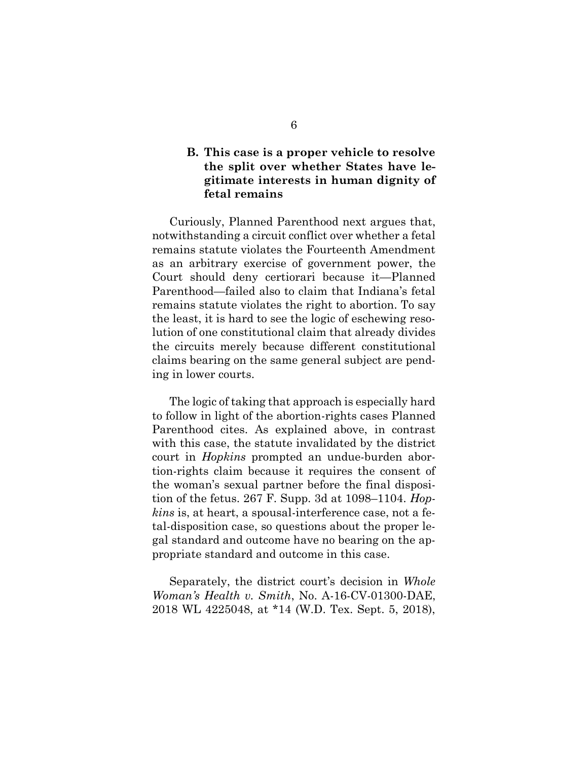### B. This case is a proper vehicle to resolve the split over whether States have legitimate interests in human dignity of fetal remains

Curiously, Planned Parenthood next argues that, notwithstanding a circuit conflict over whether a fetal remains statute violates the Fourteenth Amendment as an arbitrary exercise of government power, the Court should deny certiorari because it—Planned Parenthood—failed also to claim that Indiana's fetal remains statute violates the right to abortion. To say the least, it is hard to see the logic of eschewing resolution of one constitutional claim that already divides the circuits merely because different constitutional claims bearing on the same general subject are pending in lower courts.

The logic of taking that approach is especially hard to follow in light of the abortion-rights cases Planned Parenthood cites. As explained above, in contrast with this case, the statute invalidated by the district court in *Hopkins* prompted an undue-burden abortion-rights claim because it requires the consent of the woman's sexual partner before the final disposition of the fetus. 267 F. Supp. 3d at 1098–1104. *Hopkins* is, at heart, a spousal-interference case, not a fetal-disposition case, so questions about the proper legal standard and outcome have no bearing on the appropriate standard and outcome in this case.

Separately, the district court's decision in *Whole Woman's Health v. Smith*, No. A-16-CV-01300-DAE, 2018 WL 4225048, at *14 (W.D. Tex. Sept. 5, 2018),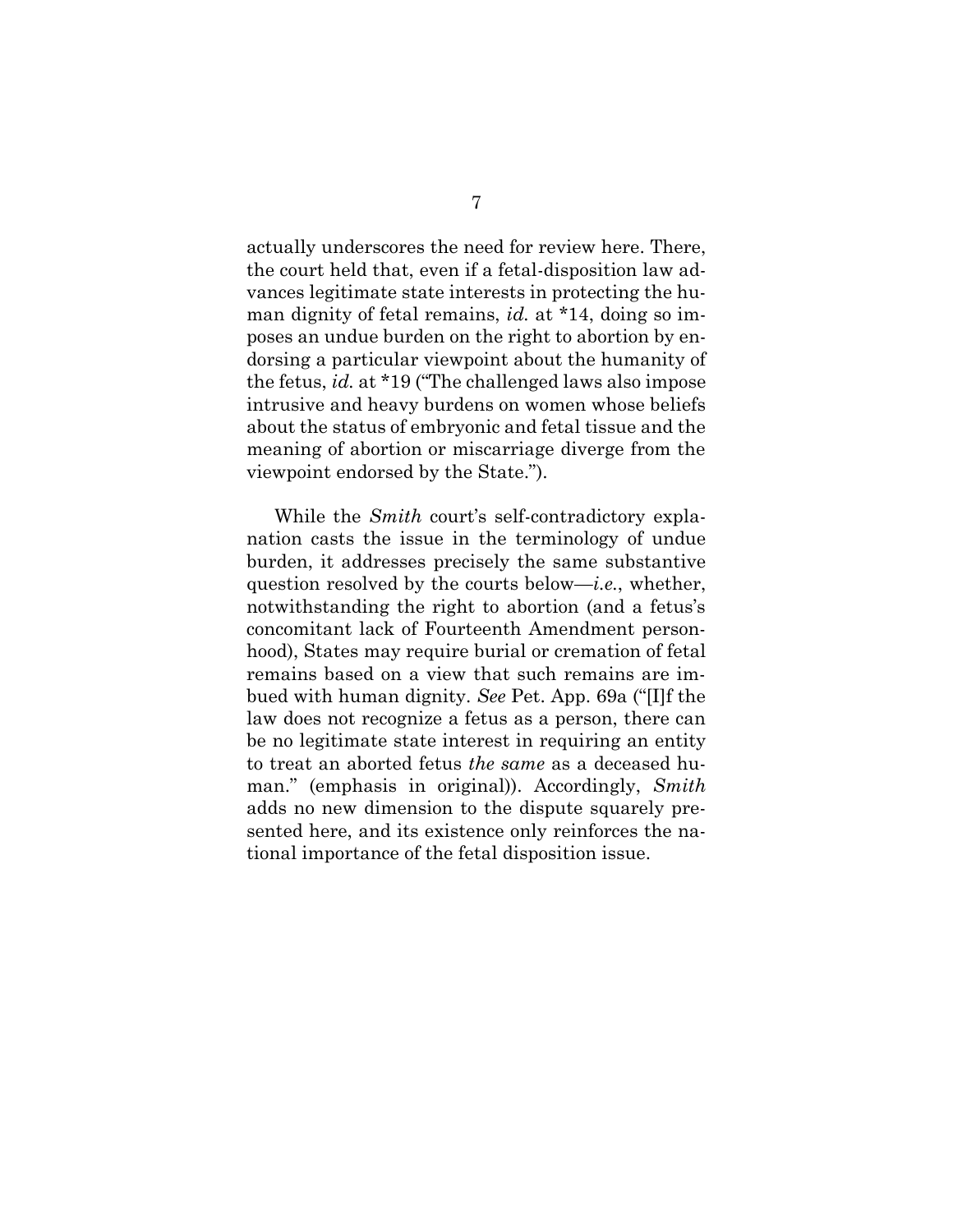actually underscores the need for review here. There, the court held that, even if a fetal-disposition law advances legitimate state interests in protecting the human dignity of fetal remains, *id.* at *14, doing so imposes an undue burden on the right to abortion by endorsing a particular viewpoint about the humanity of the fetus, *id.* at *19 ("The challenged laws also impose intrusive and heavy burdens on women whose beliefs about the status of embryonic and fetal tissue and the meaning of abortion or miscarriage diverge from the viewpoint endorsed by the State.").

While the *Smith* court's self-contradictory explanation casts the issue in the terminology of undue burden, it addresses precisely the same substantive question resolved by the courts below—*i.e.*, whether, notwithstanding the right to abortion (and a fetus's concomitant lack of Fourteenth Amendment personhood), States may require burial or cremation of fetal remains based on a view that such remains are imbued with human dignity. *See* Pet. App. 69a ("[I]f the law does not recognize a fetus as a person, there can be no legitimate state interest in requiring an entity to treat an aborted fetus *the same* as a deceased human." (emphasis in original)). Accordingly, *Smith* adds no new dimension to the dispute squarely presented here, and its existence only reinforces the national importance of the fetal disposition issue.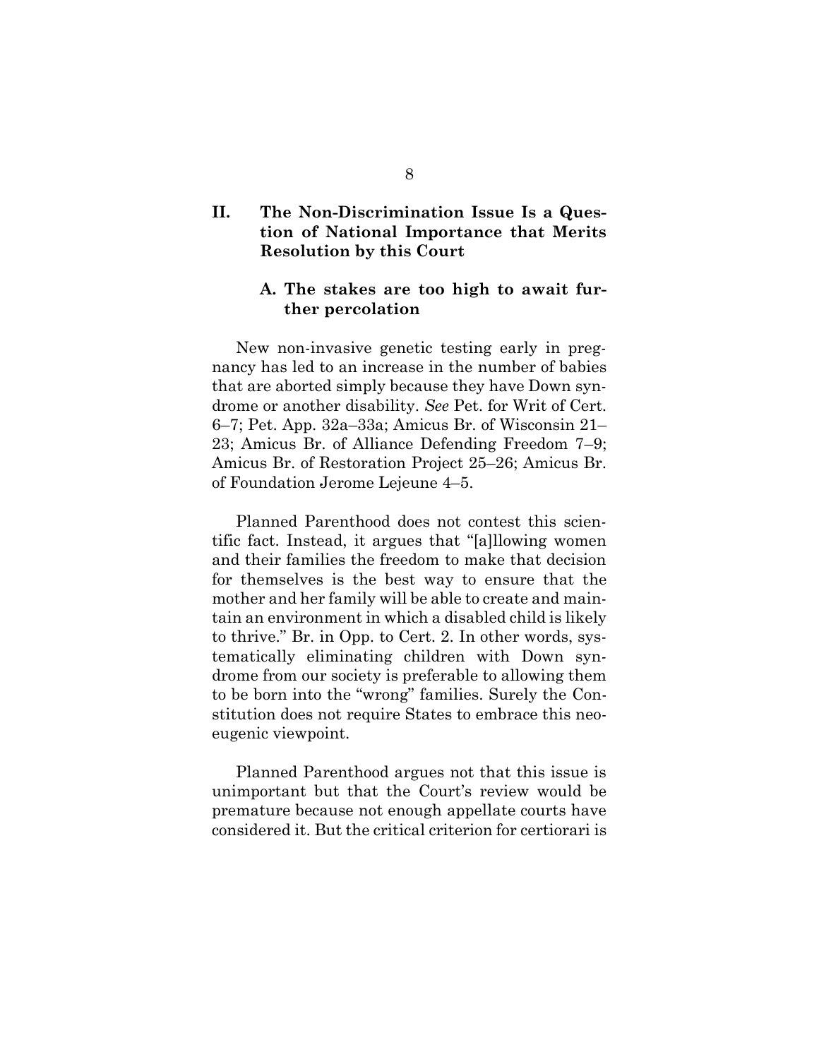## II. The Non-Discrimination Issue Is a Question of National Importance that Merits Resolution by this Court

### A. The stakes are too high to await further percolation

New non-invasive genetic testing early in pregnancy has led to an increase in the number of babies that are aborted simply because they have Down syndrome or another disability. *See* Pet. for Writ of Cert. 6–7; Pet. App. 32a–33a; Amicus Br. of Wisconsin 21–23; Amicus Br. of Alliance Defending Freedom 7–9; Amicus Br. of Restoration Project 25–26; Amicus Br. of Foundation Jerome Lejeune 4–5.

Planned Parenthood does not contest this scientific fact. Instead, it argues that "[a]llowing women and their families the freedom to make that decision for themselves is the best way to ensure that the mother and her family will be able to create and maintain an environment in which a disabled child is likely to thrive." Br. in Opp. to Cert. 2. In other words, systematically eliminating children with Down syndrome from our society is preferable to allowing them to be born into the "wrong" families. Surely the Constitution does not require States to embrace this neo-eugenic viewpoint.

Planned Parenthood argues not that this issue is unimportant but that the Court's review would be premature because not enough appellate courts have considered it. But the critical criterion for certiorari is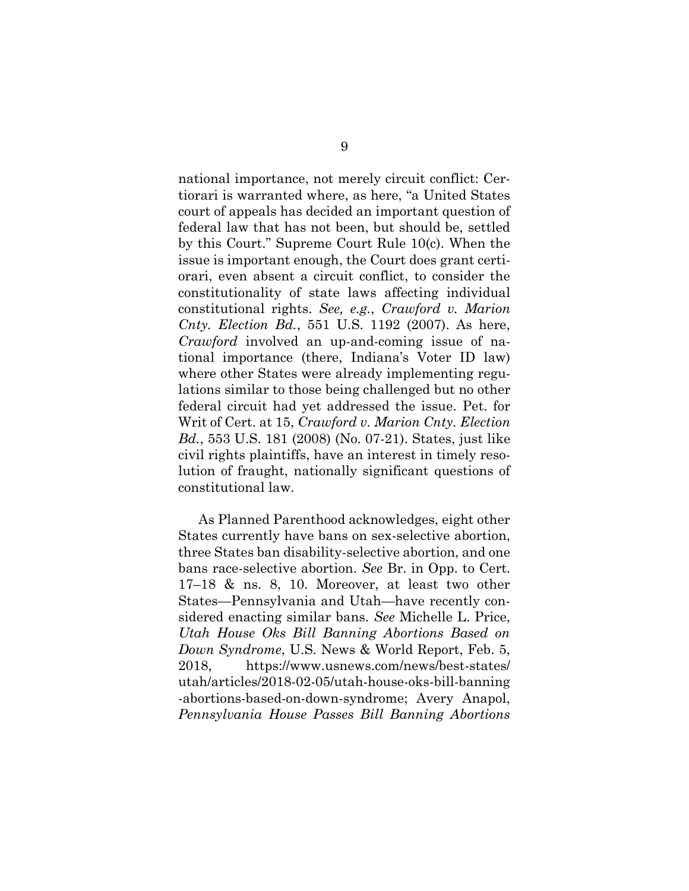national importance, not merely circuit conflict: Certiorari is warranted where, as here, "a United States court of appeals has decided an important question of federal law that has not been, but should be, settled by this Court." Supreme Court Rule 10(c). When the issue is important enough, the Court does grant certiorari, even absent a circuit conflict, to consider the constitutionality of state laws affecting individual constitutional rights. *See, e.g.*, *Crawford v. Marion Cnty. Election Bd.*, 551 U.S. 1192 (2007). As here, *Crawford* involved an up-and-coming issue of national importance (there, Indiana's Voter ID law) where other States were already implementing regulations similar to those being challenged but no other federal circuit had yet addressed the issue. Pet. for Writ of Cert. at 15, *Crawford v. Marion Cnty. Election Bd.*, 553 U.S. 181 (2008) (No. 07-21). States, just like civil rights plaintiffs, have an interest in timely resolution of fraught, nationally significant questions of constitutional law.

As Planned Parenthood acknowledges, eight other States currently have bans on sex-selective abortion, three States ban disability-selective abortion, and one bans race-selective abortion. *See* Br. in Opp. to Cert. 17–18 & ns. 8, 10. Moreover, at least two other States—Pennsylvania and Utah—have recently considered enacting similar bans. *See* Michelle L. Price, *Utah House Oks Bill Banning Abortions Based on Down Syndrome*, U.S. News & World Report, Feb. 5, 2018, https://www.usnews.com/news/best-states/utah/articles/2018-02-05/utah-house-oks-bill-banning-abortions-based-on-down-syndrome; Avery Anapol, *Pennsylvania House Passes Bill Banning Abortions*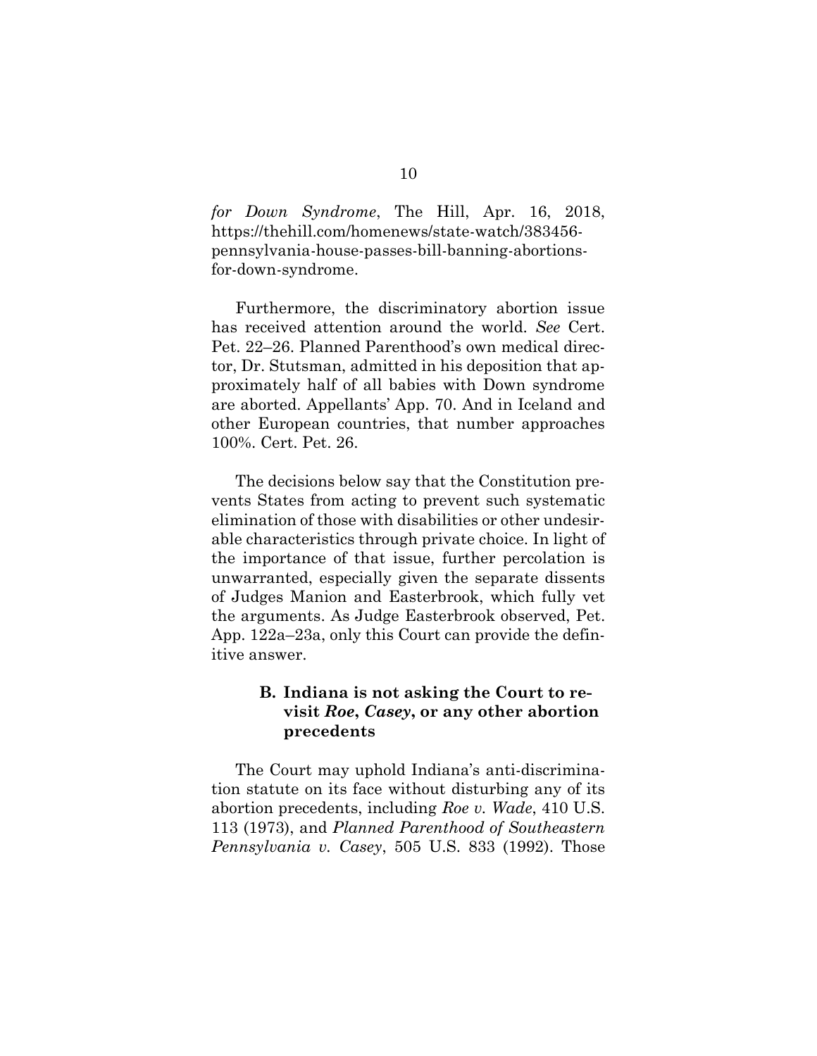*for Down Syndrome*, The Hill, Apr. 16, 2018, https://thehill.com/homenews/state-watch/383456-pennsylvania-house-passes-bill-banning-abortions-for-down-syndrome.

Furthermore, the discriminatory abortion issue has received attention around the world. *See* Cert. Pet. 22–26. Planned Parenthood's own medical director, Dr. Stutsman, admitted in his deposition that approximately half of all babies with Down syndrome are aborted. Appellants' App. 70. And in Iceland and other European countries, that number approaches 100%. Cert. Pet. 26.

The decisions below say that the Constitution prevents States from acting to prevent such systematic elimination of those with disabilities or other undesirable characteristics through private choice. In light of the importance of that issue, further percolation is unwarranted, especially given the separate dissents of Judges Manion and Easterbrook, which fully vet the arguments. As Judge Easterbrook observed, Pet. App. 122a–23a, only this Court can provide the definitive answer.

### B. Indiana is not asking the Court to revisit *Roe*, *Casey*, or any other abortion precedents

The Court may uphold Indiana's anti-discrimination statute on its face without disturbing any of its abortion precedents, including *Roe v. Wade*, 410 U.S. 113 (1973), and *Planned Parenthood of Southeastern Pennsylvania v. Casey*, 505 U.S. 833 (1992). Those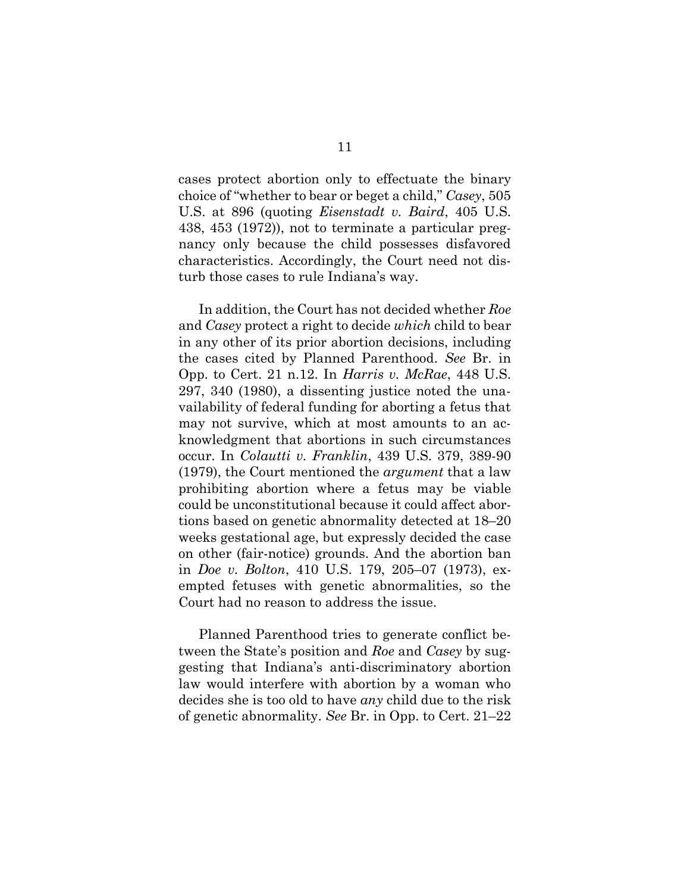cases protect abortion only to effectuate the binary choice of "whether to bear or beget a child," *Casey*, 505 U.S. at 896 (quoting *Eisenstadt v. Baird*, 405 U.S. 438, 453 (1972)), not to terminate a particular pregnancy only because the child possesses disfavored characteristics. Accordingly, the Court need not disturb those cases to rule Indiana's way.

In addition, the Court has not decided whether *Roe* and *Casey* protect a right to decide *which* child to bear in any other of its prior abortion decisions, including the cases cited by Planned Parenthood. *See* Br. in Opp. to Cert. 21 n.12. In *Harris v. McRae*, 448 U.S. 297, 340 (1980), a dissenting justice noted the unavailability of federal funding for aborting a fetus that may not survive, which at most amounts to an acknowledgment that abortions in such circumstances occur. In *Colautti v. Franklin*, 439 U.S. 379, 389-90 (1979), the Court mentioned the *argument* that a law prohibiting abortion where a fetus may be viable could be unconstitutional because it could affect abortions based on genetic abnormality detected at 18–20 weeks gestational age, but expressly decided the case on other (fair-notice) grounds. And the abortion ban in *Doe v. Bolton*, 410 U.S. 179, 205–07 (1973), exempted fetuses with genetic abnormalities, so the Court had no reason to address the issue.

Planned Parenthood tries to generate conflict between the State's position and *Roe* and *Casey* by suggesting that Indiana's anti-discriminatory abortion law would interfere with abortion by a woman who decides she is too old to have *any* child due to the risk of genetic abnormality. *See* Br. in Opp. to Cert. 21–22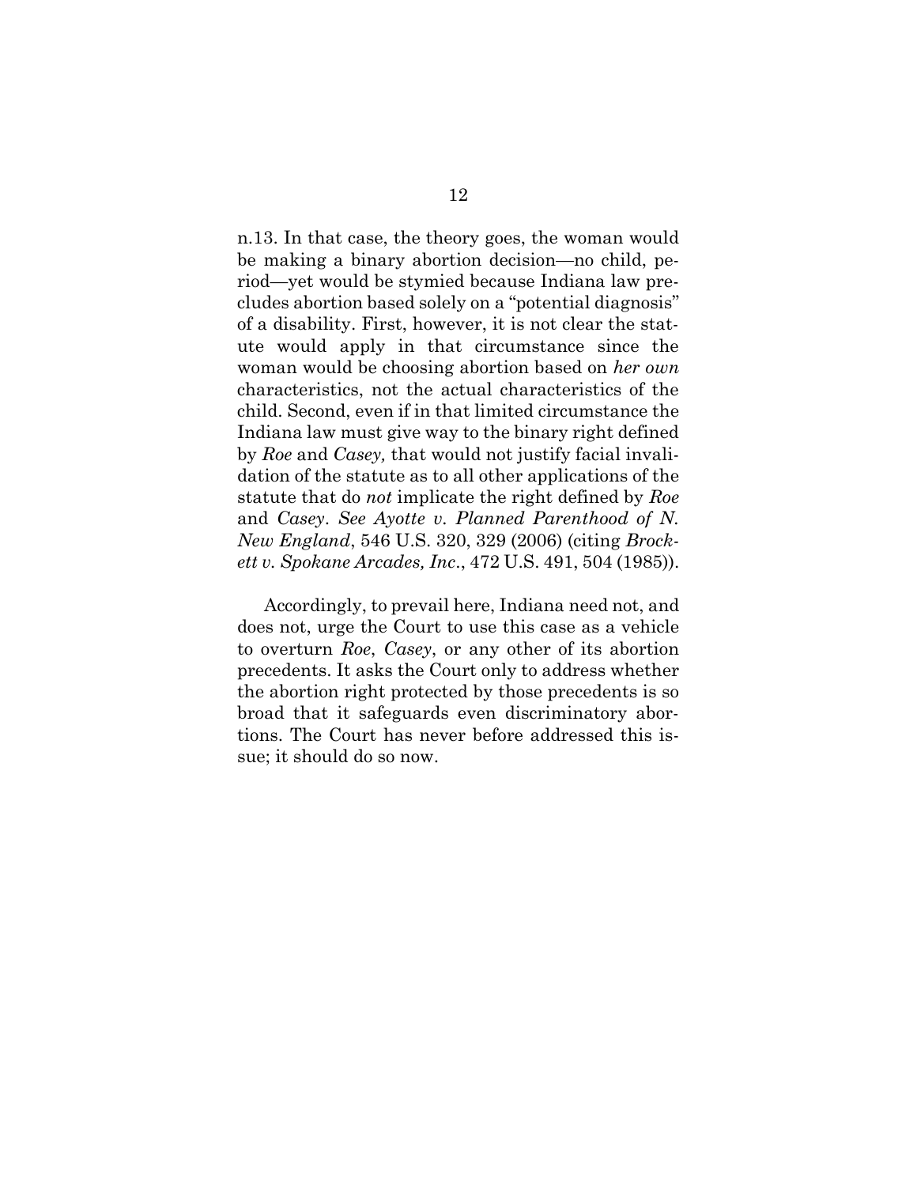n.13. In that case, the theory goes, the woman would be making a binary abortion decision—no child, period—yet would be stymied because Indiana law precludes abortion based solely on a "potential diagnosis" of a disability. First, however, it is not clear the statute would apply in that circumstance since the woman would be choosing abortion based on *her own* characteristics, not the actual characteristics of the child. Second, even if in that limited circumstance the Indiana law must give way to the binary right defined by *Roe* and *Casey,* that would not justify facial invalidation of the statute as to all other applications of the statute that do *not* implicate the right defined by *Roe* and *Casey*. *See Ayotte v. Planned Parenthood of N. New England*, 546 U.S. 320, 329 (2006) (citing *Brockett v. Spokane Arcades, Inc*., 472 U.S. 491, 504 (1985)).

Accordingly, to prevail here, Indiana need not, and does not, urge the Court to use this case as a vehicle to overturn *Roe*, *Casey*, or any other of its abortion precedents. It asks the Court only to address whether the abortion right protected by those precedents is so broad that it safeguards even discriminatory abortions. The Court has never before addressed this issue; it should do so now.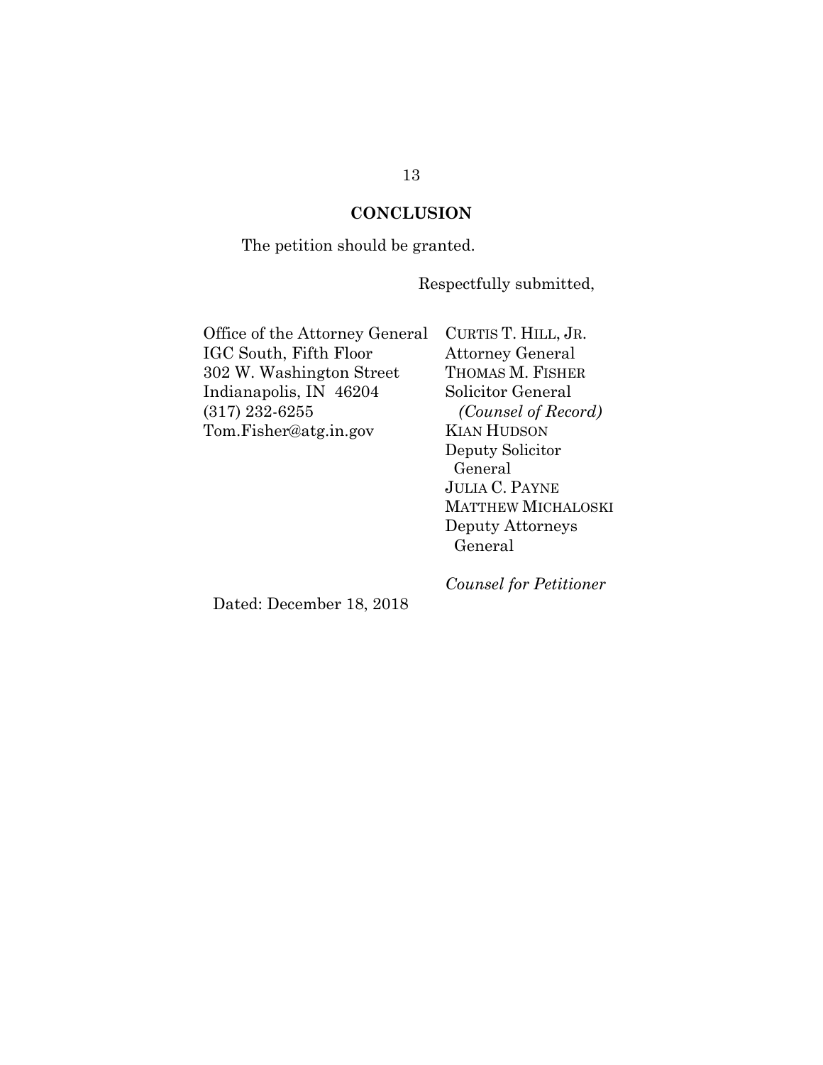## CONCLUSION

The petition should be granted.

Respectfully submitted,

CURTIS T. HILL, JR.
Attorney General
THOMAS M. FISHER
Solicitor General
*(Counsel of Record)*
KIAN HUDSON
Deputy Solicitor General
JULIA C. PAYNE
MATTHEW MICHALOSKI
Deputy Attorneys General

*Counsel for Petitioner*

Office of the Attorney General
IGC South, Fifth Floor
302 W. Washington Street
Indianapolis, IN 46204
(317) 232-6255
Tom.Fisher@atg.in.gov

Dated: December 18, 2018